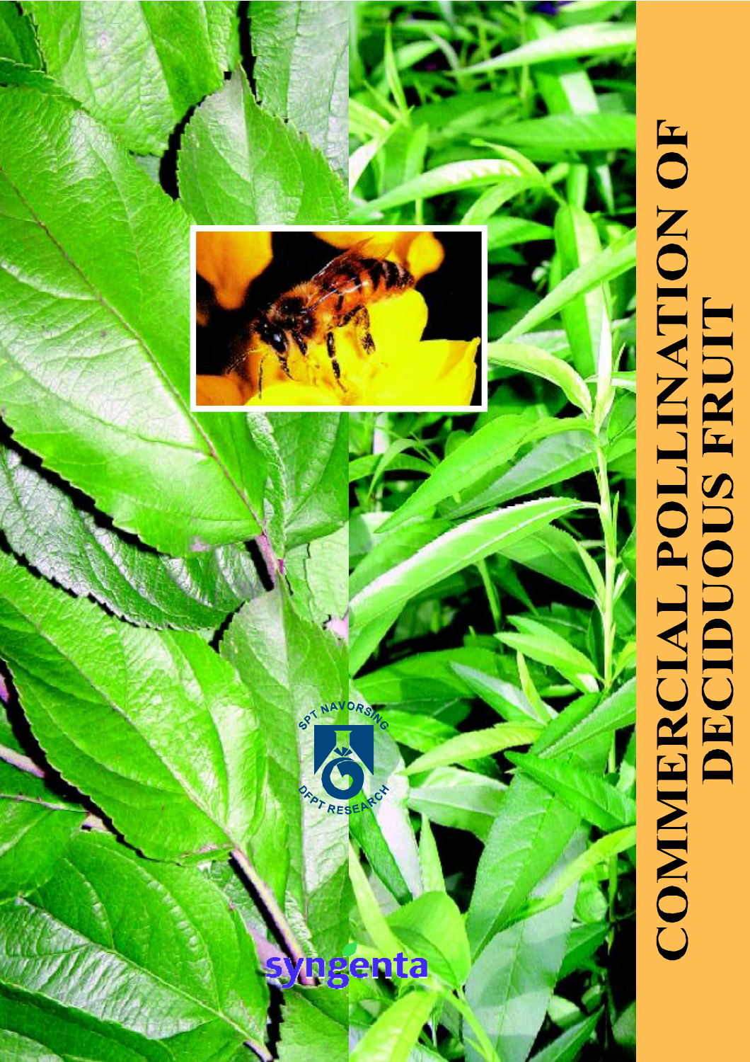# COMMERCIAL POLLINATION OF DECIDUOUS FRUIT

SPT NAVORSING

DFPT RESEARCH

syngenta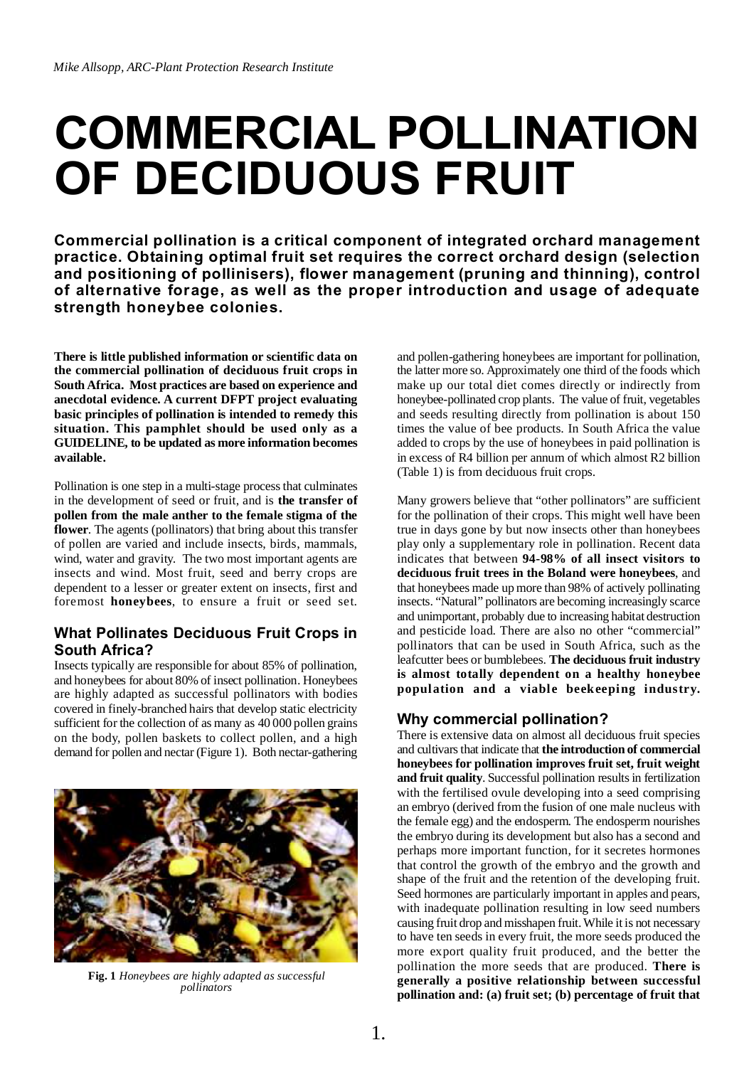*Mike Allsopp, ARC-Plant Protection Research Institute*

# COMMERCIAL POLLINATION OF DECIDUOUS FRUIT

**Commercial pollination is a critical component of integrated orchard management practice. Obtaining optimal fruit set requires the correct orchard design (selection and positioning of pollinisers), flower management (pruning and thinning), control of alternative forage, as well as the proper introduction and usage of adequate strength honeybee colonies.**

**There is little published information or scientific data on the commercial pollination of deciduous fruit crops in South Africa. Most practices are based on experience and anecdotal evidence. A current DFPT project evaluating basic principles of pollination is intended to remedy this situation. This pamphlet should be used only as a GUIDELINE, to be updated as more information becomes available.**

Pollination is one step in a multi-stage process that culminates in the development of seed or fruit, and is **the transfer of pollen from the male anther to the female stigma of the flower**. The agents (pollinators) that bring about this transfer of pollen are varied and include insects, birds, mammals, wind, water and gravity. The two most important agents are insects and wind. Most fruit, seed and berry crops are dependent to a lesser or greater extent on insects, first and foremost **honeybees**, to ensure a fruit or seed set.

## What Pollinates Deciduous Fruit Crops in South Africa?

Insects typically are responsible for about 85% of pollination, and honeybees for about 80% of insect pollination. Honeybees are highly adapted as successful pollinators with bodies covered in finely-branched hairs that develop static electricity sufficient for the collection of as many as 40 000 pollen grains on the body, pollen baskets to collect pollen, and a high demand for pollen and nectar (Figure 1). Both nectar-gathering and pollen-gathering honeybees are important for pollination, the latter more so. Approximately one third of the foods which make up our total diet comes directly or indirectly from honeybee-pollinated crop plants. The value of fruit, vegetables and seeds resulting directly from pollination is about 150 times the value of bee products. In South Africa the value added to crops by the use of honeybees in paid pollination is in excess of R4 billion per annum of which almost R2 billion (Table 1) is from deciduous fruit crops.

**Fig. 1** *Honeybees are highly adapted as successful pollinators*

Many growers believe that "other pollinators" are sufficient for the pollination of their crops. This might well have been true in days gone by but now insects other than honeybees play only a supplementary role in pollination. Recent data indicates that between **94-98% of all insect visitors to deciduous fruit trees in the Boland were honeybees**, and that honeybees made up more than 98% of actively pollinating insects. "Natural" pollinators are becoming increasingly scarce and unimportant, probably due to increasing habitat destruction and pesticide load. There are also no other "commercial" pollinators that can be used in South Africa, such as the leafcutter bees or bumblebees. **The deciduous fruit industry is almost totally dependent on a healthy honeybee population and a viable beekeeping industry.**

## Why commercial pollination?

There is extensive data on almost all deciduous fruit species and cultivars that indicate that **the introduction of commercial honeybees for pollination improves fruit set, fruit weight and fruit quality**. Successful pollination results in fertilization with the fertilised ovule developing into a seed comprising an embryo (derived from the fusion of one male nucleus with the female egg) and the endosperm. The endosperm nourishes the embryo during its development but also has a second and perhaps more important function, for it secretes hormones that control the growth of the embryo and the growth and shape of the fruit and the retention of the developing fruit. Seed hormones are particularly important in apples and pears, with inadequate pollination resulting in low seed numbers causing fruit drop and misshapen fruit. While it is not necessary to have ten seeds in every fruit, the more seeds produced the more export quality fruit produced, and the better the pollination the more seeds that are produced. **There is generally a positive relationship between successful pollination and: (a) fruit set; (b) percentage of fruit that**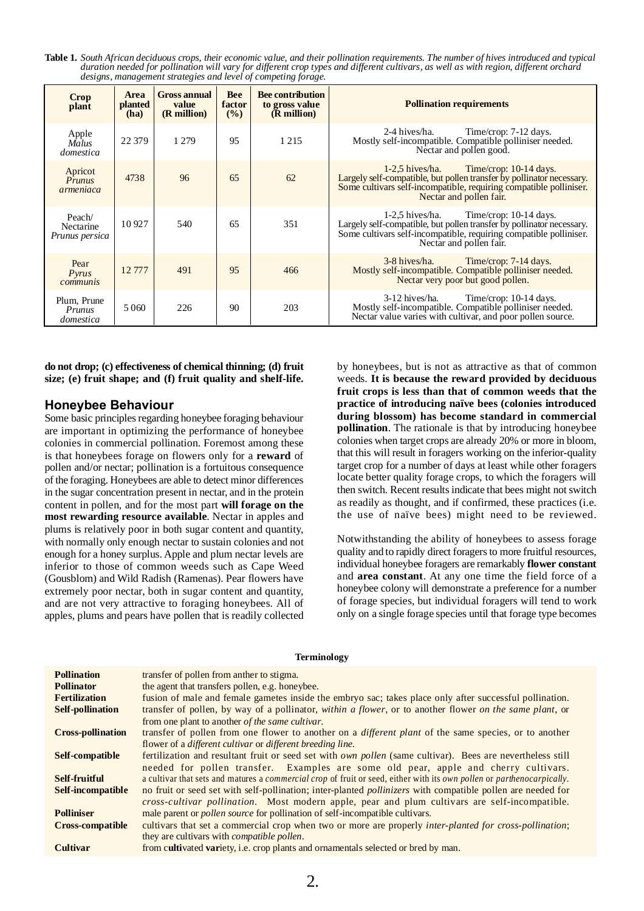**Table 1.** *South African deciduous crops, their economic value, and their pollination requirements. The number of hives introduced and typical duration needed for pollination will vary for different crop types and different cultivars, as well as with region, different orchard designs, management strategies and level of competing forage.*

| Crop plant | Area planted (ha) | Gross annual value (R million) | Bee factor (%) | Bee contribution to gross value (R million) | Pollination requirements |
|---|---|---|---|---|---|
| Apple *Malus domestica* | 22 379 | 1 279 | 95 | 1 215 | 2-4 hives/ha. Time/crop: 7-12 days. Mostly self-incompatible. Compatible polliniser needed. Nectar and pollen good. |
| Apricot *Prunus armeniaca* | 4738 | 96 | 65 | 62 | 1-2,5 hives/ha. Time/crop: 10-14 days. Largely self-compatible, but pollen transfer by pollinator necessary. Some cultivars self-incompatible, requiring compatible polliniser. Nectar and pollen fair. |
| Peach/ Nectarine *Prunus persica* | 10 927 | 540 | 65 | 351 | 1-2,5 hives/ha. Time/crop: 10-14 days. Largely self-compatible, but pollen transfer by pollinator necessary. Some cultivars self-incompatible, requiring compatible polliniser. Nectar and pollen fair. |
| Pear *Pyrus communis* | 12 777 | 491 | 95 | 466 | 3-8 hives/ha. Time/crop: 7-14 days. Mostly self-incompatible. Compatible polliniser needed. Nectar very poor but good pollen. |
| Plum, Prune *Prunus domestica* | 5 060 | 226 | 90 | 203 | 3-12 hives/ha. Time/crop: 10-14 days. Mostly self-incompatible. Compatible polliniser needed. Nectar value varies with cultivar, and poor pollen source. |

**do not drop; (c) effectiveness of chemical thinning; (d) fruit size; (e) fruit shape; and (f) fruit quality and shelf-life.**

## Honeybee Behaviour

Some basic principles regarding honeybee foraging behaviour are important in optimizing the performance of honeybee colonies in commercial pollination. Foremost among these is that honeybees forage on flowers only for a **reward** of pollen and/or nectar; pollination is a fortuitous consequence of the foraging. Honeybees are able to detect minor differences in the sugar concentration present in nectar, and in the protein content in pollen, and for the most part **will forage on the most rewarding resource available**. Nectar in apples and plums is relatively poor in both sugar content and quantity, with normally only enough nectar to sustain colonies and not enough for a honey surplus. Apple and plum nectar levels are inferior to those of common weeds such as Cape Weed (Gousblom) and Wild Radish (Ramenas). Pear flowers have extremely poor nectar, both in sugar content and quantity, and are not very attractive to foraging honeybees. All of apples, plums and pears have pollen that is readily collected by honeybees, but is not as attractive as that of common weeds. **It is because the reward provided by deciduous fruit crops is less than that of common weeds that the practice of introducing naïve bees (colonies introduced during blossom) has become standard in commercial pollination**. The rationale is that by introducing honeybee colonies when target crops are already 20% or more in bloom, that this will result in foragers working on the inferior-quality target crop for a number of days at least while other foragers locate better quality forage crops, to which the foragers will then switch. Recent results indicate that bees might not switch as readily as thought, and if confirmed, these practices (i.e. the use of naïve bees) might need to be reviewed.

Notwithstanding the ability of honeybees to assess forage quality and to rapidly direct foragers to more fruitful resources, individual honeybee foragers are remarkably **flower constant** and **area constant**. At any one time the field force of a honeybee colony will demonstrate a preference for a number of forage species, but individual foragers will tend to work only on a single forage species until that forage type becomes

**Terminology**

| | |
|---|---|
| **Pollination** | transfer of pollen from anther to stigma. |
| **Pollinator** | the agent that transfers pollen, e.g. honeybee. |
| **Fertilization** | fusion of male and female gametes inside the embryo sac; takes place only after successful pollination. |
| **Self-pollination** | transfer of pollen, by way of a pollinator, *within a flower*, or to another flower *on the same plant*, or from one plant to another *of the same cultivar*. |
| **Cross-pollination** | transfer of pollen from one flower to another on a *different plant* of the same species, or to another flower of a *different cultivar* or *different breeding line*. |
| **Self-compatible** | fertilization and resultant fruit or seed set with *own pollen* (same cultivar). Bees are nevertheless still needed for pollen transfer. Examples are some old pear, apple and cherry cultivars. |
| **Self-fruitful** | a cultivar that sets and matures a *commercial crop* of fruit or seed, either with its *own pollen* or *parthenocarpically*. |
| **Self-incompatible** | no fruit or seed set with self-pollination; inter-planted *pollinizers* with compatible pollen are needed for *cross-cultivar pollination*. Most modern apple, pear and plum cultivars are self-incompatible. |
| **Polliniser** | male parent or *pollen source* for pollination of self-incompatible cultivars. |
| **Cross-compatible** | cultivars that set a commercial crop when two or more are properly *inter-planted for cross-pollination*; they are cultivars with *compatible pollen*. |
| **Cultivar** | from c**ulti**vated **var**iety, i.e. crop plants and ornamentals selected or bred by man. |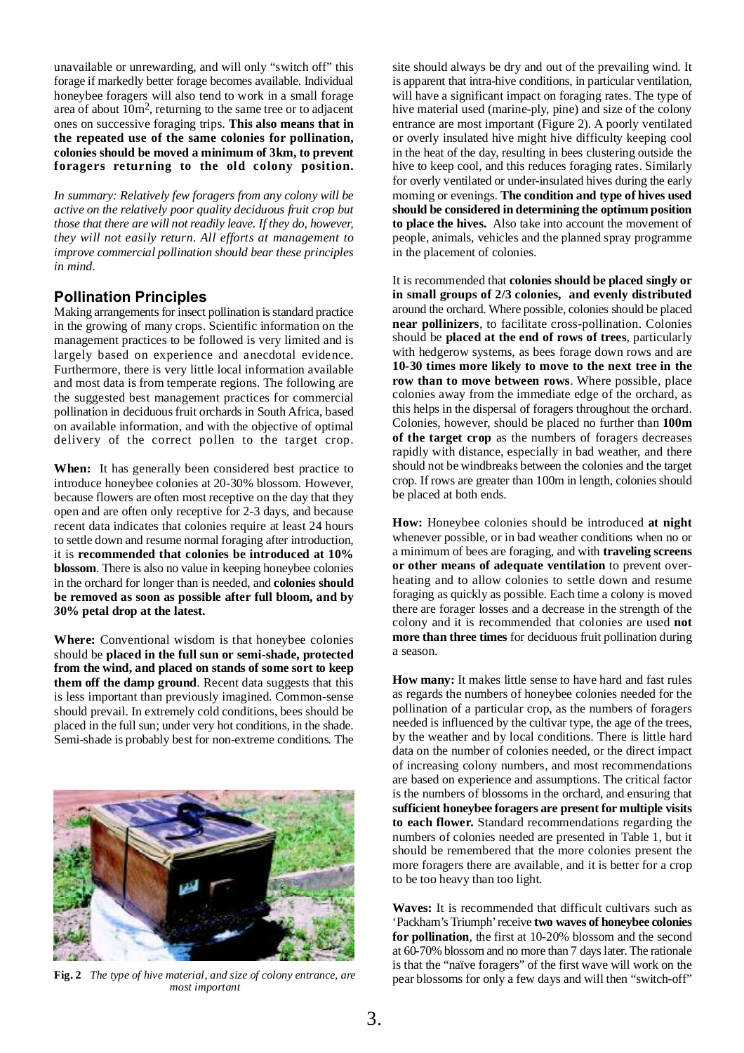unavailable or unrewarding, and will only "switch off" this forage if markedly better forage becomes available. Individual honeybee foragers will also tend to work in a small forage area of about $10m^2$, returning to the same tree or to adjacent ones on successive foraging trips. **This also means that in the repeated use of the same colonies for pollination, colonies should be moved a minimum of 3km, to prevent foragers returning to the old colony position.**

*In summary: Relatively few foragers from any colony will be active on the relatively poor quality deciduous fruit crop but those that there are will not readily leave. If they do, however, they will not easily return. All efforts at management to improve commercial pollination should bear these principles in mind.*

## Pollination Principles

Making arrangements for insect pollination is standard practice in the growing of many crops. Scientific information on the management practices to be followed is very limited and is largely based on experience and anecdotal evidence. Furthermore, there is very little local information available and most data is from temperate regions. The following are the suggested best management practices for commercial pollination in deciduous fruit orchards in South Africa, based on available information, and with the objective of optimal delivery of the correct pollen to the target crop.

**When:** It has generally been considered best practice to introduce honeybee colonies at 20-30% blossom. However, because flowers are often most receptive on the day that they open and are often only receptive for 2-3 days, and because recent data indicates that colonies require at least 24 hours to settle down and resume normal foraging after introduction, it is **recommended that colonies be introduced at 10% blossom**. There is also no value in keeping honeybee colonies in the orchard for longer than is needed, and **colonies should be removed as soon as possible after full bloom, and by 30% petal drop at the latest.**

**Where:** Conventional wisdom is that honeybee colonies should be **placed in the full sun or semi-shade, protected from the wind, and placed on stands of some sort to keep them off the damp ground**. Recent data suggests that this is less important than previously imagined. Common-sense should prevail. In extremely cold conditions, bees should be placed in the full sun; under very hot conditions, in the shade. Semi-shade is probably best for non-extreme conditions. The site should always be dry and out of the prevailing wind. It is apparent that intra-hive conditions, in particular ventilation, will have a significant impact on foraging rates. The type of hive material used (marine-ply, pine) and size of the colony entrance are most important (Figure 2). A poorly ventilated or overly insulated hive might hive difficulty keeping cool in the heat of the day, resulting in bees clustering outside the hive to keep cool, and this reduces foraging rates. Similarly for overly ventilated or under-insulated hives during the early morning or evenings. **The condition and type of hives used should be considered in determining the optimum position to place the hives.** Also take into account the movement of people, animals, vehicles and the planned spray programme in the placement of colonies.

**Fig. 2** *The type of hive material, and size of colony entrance, are most important*

It is recommended that **colonies should be placed singly or in small groups of 2/3 colonies, and evenly distributed** around the orchard. Where possible, colonies should be placed **near pollinizers**, to facilitate cross-pollination. Colonies should be **placed at the end of rows of trees**, particularly with hedgerow systems, as bees forage down rows and are **10-30 times more likely to move to the next tree in the row than to move between rows**. Where possible, place colonies away from the immediate edge of the orchard, as this helps in the dispersal of foragers throughout the orchard. Colonies, however, should be placed no further than **100m of the target crop** as the numbers of foragers decreases rapidly with distance, especially in bad weather, and there should not be windbreaks between the colonies and the target crop. If rows are greater than 100m in length, colonies should be placed at both ends.

**How:** Honeybee colonies should be introduced **at night** whenever possible, or in bad weather conditions when no or a minimum of bees are foraging, and with **traveling screens or other means of adequate ventilation** to prevent over-heating and to allow colonies to settle down and resume foraging as quickly as possible. Each time a colony is moved there are forager losses and a decrease in the strength of the colony and it is recommended that colonies are used **not more than three times** for deciduous fruit pollination during a season.

**How many:** It makes little sense to have hard and fast rules as regards the numbers of honeybee colonies needed for the pollination of a particular crop, as the numbers of foragers needed is influenced by the cultivar type, the age of the trees, by the weather and by local conditions. There is little hard data on the number of colonies needed, or the direct impact of increasing colony numbers, and most recommendations are based on experience and assumptions. The critical factor is the numbers of blossoms in the orchard, and ensuring that **sufficient honeybee foragers are present for multiple visits to each flower.** Standard recommendations regarding the numbers of colonies needed are presented in Table 1, but it should be remembered that the more colonies present the more foragers there are available, and it is better for a crop to be too heavy than too light.

**Waves:** It is recommended that difficult cultivars such as 'Packham's Triumph' receive **two waves of honeybee colonies for pollination**, the first at 10-20% blossom and the second at 60-70% blossom and no more than 7 days later. The rationale is that the "naïve foragers" of the first wave will work on the pear blossoms for only a few days and will then "switch-off"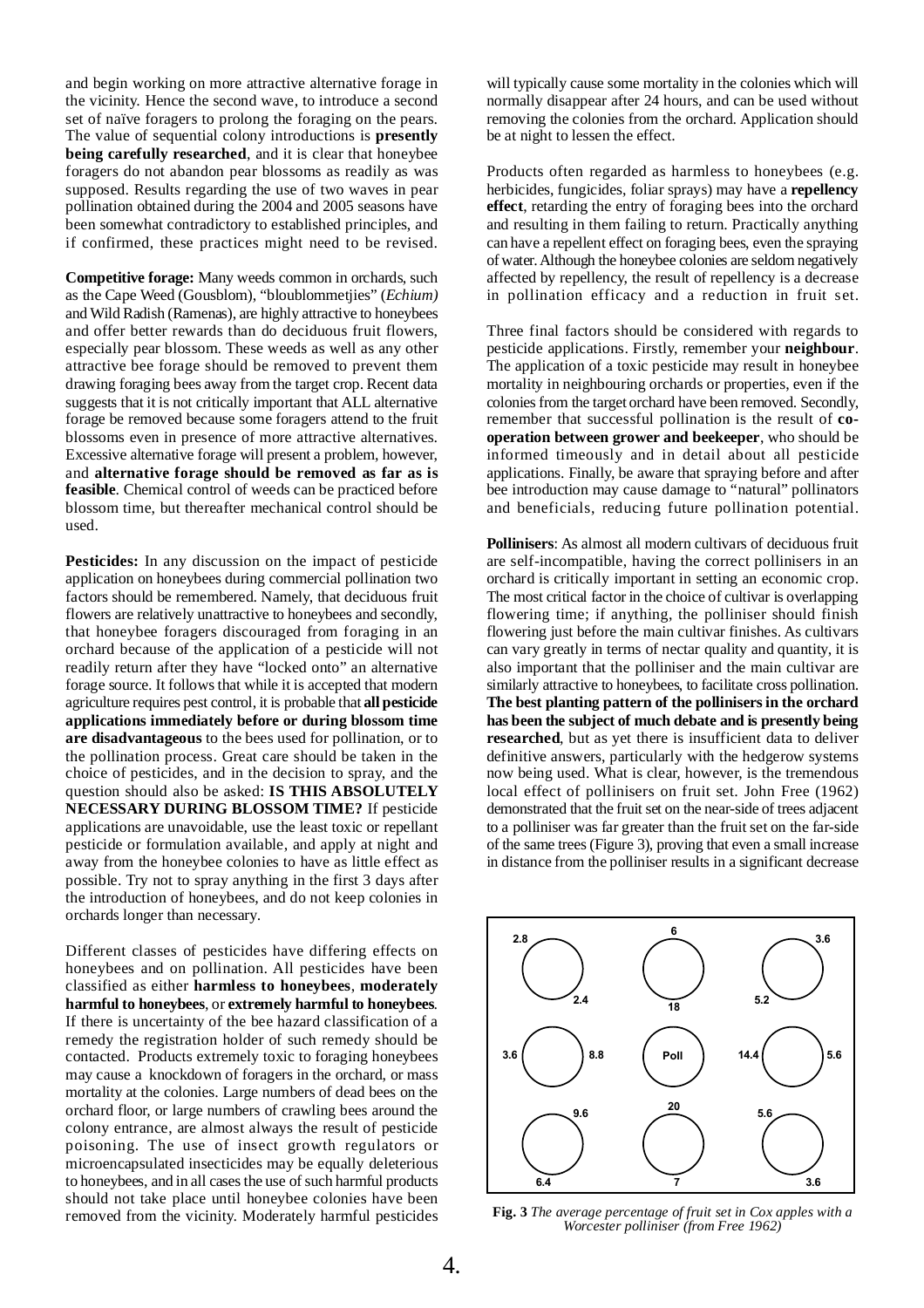and begin working on more attractive alternative forage in the vicinity. Hence the second wave, to introduce a second set of naïve foragers to prolong the foraging on the pears. The value of sequential colony introductions is **presently being carefully researched**, and it is clear that honeybee foragers do not abandon pear blossoms as readily as was supposed. Results regarding the use of two waves in pear pollination obtained during the 2004 and 2005 seasons have been somewhat contradictory to established principles, and if confirmed, these practices might need to be revised.

**Competitive forage:** Many weeds common in orchards, such as the Cape Weed (Gousblom), "bloublommetjies" (*Echium)* and Wild Radish (Ramenas), are highly attractive to honeybees and offer better rewards than do deciduous fruit flowers, especially pear blossom. These weeds as well as any other attractive bee forage should be removed to prevent them drawing foraging bees away from the target crop. Recent data suggests that it is not critically important that ALL alternative forage be removed because some foragers attend to the fruit blossoms even in presence of more attractive alternatives. Excessive alternative forage will present a problem, however, and **alternative forage should be removed as far as is feasible**. Chemical control of weeds can be practiced before blossom time, but thereafter mechanical control should be used.

**Pesticides:** In any discussion on the impact of pesticide application on honeybees during commercial pollination two factors should be remembered. Namely, that deciduous fruit flowers are relatively unattractive to honeybees and secondly, that honeybee foragers discouraged from foraging in an orchard because of the application of a pesticide will not readily return after they have "locked onto" an alternative forage source. It follows that while it is accepted that modern agriculture requires pest control, it is probable that **all pesticide applications immediately before or during blossom time are disadvantageous** to the bees used for pollination, or to the pollination process. Great care should be taken in the choice of pesticides, and in the decision to spray, and the question should also be asked: **IS THIS ABSOLUTELY NECESSARY DURING BLOSSOM TIME?** If pesticide applications are unavoidable, use the least toxic or repellant pesticide or formulation available, and apply at night and away from the honeybee colonies to have as little effect as possible. Try not to spray anything in the first 3 days after the introduction of honeybees, and do not keep colonies in orchards longer than necessary.

Different classes of pesticides have differing effects on honeybees and on pollination. All pesticides have been classified as either **harmless to honeybees**, **moderately harmful to honeybees**, or **extremely harmful to honeybees**. If there is uncertainty of the bee hazard classification of a remedy the registration holder of such remedy should be contacted. Products extremely toxic to foraging honeybees may cause a knockdown of foragers in the orchard, or mass mortality at the colonies. Large numbers of dead bees on the orchard floor, or large numbers of crawling bees around the colony entrance, are almost always the result of pesticide poisoning. The use of insect growth regulators or microencapsulated insecticides may be equally deleterious to honeybees, and in all cases the use of such harmful products should not take place until honeybee colonies have been removed from the vicinity. Moderately harmful pesticides will typically cause some mortality in the colonies which will normally disappear after 24 hours, and can be used without removing the colonies from the orchard. Application should be at night to lessen the effect.

Products often regarded as harmless to honeybees (e.g. herbicides, fungicides, foliar sprays) may have a **repellency effect**, retarding the entry of foraging bees into the orchard and resulting in them failing to return. Practically anything can have a repellent effect on foraging bees, even the spraying of water. Although the honeybee colonies are seldom negatively affected by repellency, the result of repellency is a decrease in pollination efficacy and a reduction in fruit set.

Three final factors should be considered with regards to pesticide applications. Firstly, remember your **neighbour**. The application of a toxic pesticide may result in honeybee mortality in neighbouring orchards or properties, even if the colonies from the target orchard have been removed. Secondly, remember that successful pollination is the result of **co-operation between grower and beekeeper**, who should be informed timeously and in detail about all pesticide applications. Finally, be aware that spraying before and after bee introduction may cause damage to "natural" pollinators and beneficials, reducing future pollination potential.

**Pollinisers**: As almost all modern cultivars of deciduous fruit are self-incompatible, having the correct pollinisers in an orchard is critically important in setting an economic crop. The most critical factor in the choice of cultivar is overlapping flowering time; if anything, the polliniser should finish flowering just before the main cultivar finishes. As cultivars can vary greatly in terms of nectar quality and quantity, it is also important that the polliniser and the main cultivar are similarly attractive to honeybees, to facilitate cross pollination. **The best planting pattern of the pollinisers in the orchard has been the subject of much debate and is presently being researched**, but as yet there is insufficient data to deliver definitive answers, particularly with the hedgerow systems now being used. What is clear, however, is the tremendous local effect of pollinisers on fruit set. John Free (1962) demonstrated that the fruit set on the near-side of trees adjacent to a polliniser was far greater than the fruit set on the far-side of the same trees (Figure 3), proving that even a small increase in distance from the polliniser results in a significant decrease

| 2.8 / 2.4 | 6 / 18 | 3.6 / 5.2 |
|---|---|---|
| 3.6 / 8.8 | Poll | 14.4 / 5.6 |
| 9.6 / 6.4 | 20 / 7 | 5.6 / 3.6 |

**Fig. 3** *The average percentage of fruit set in Cox apples with a Worcester polliniser (from Free 1962)*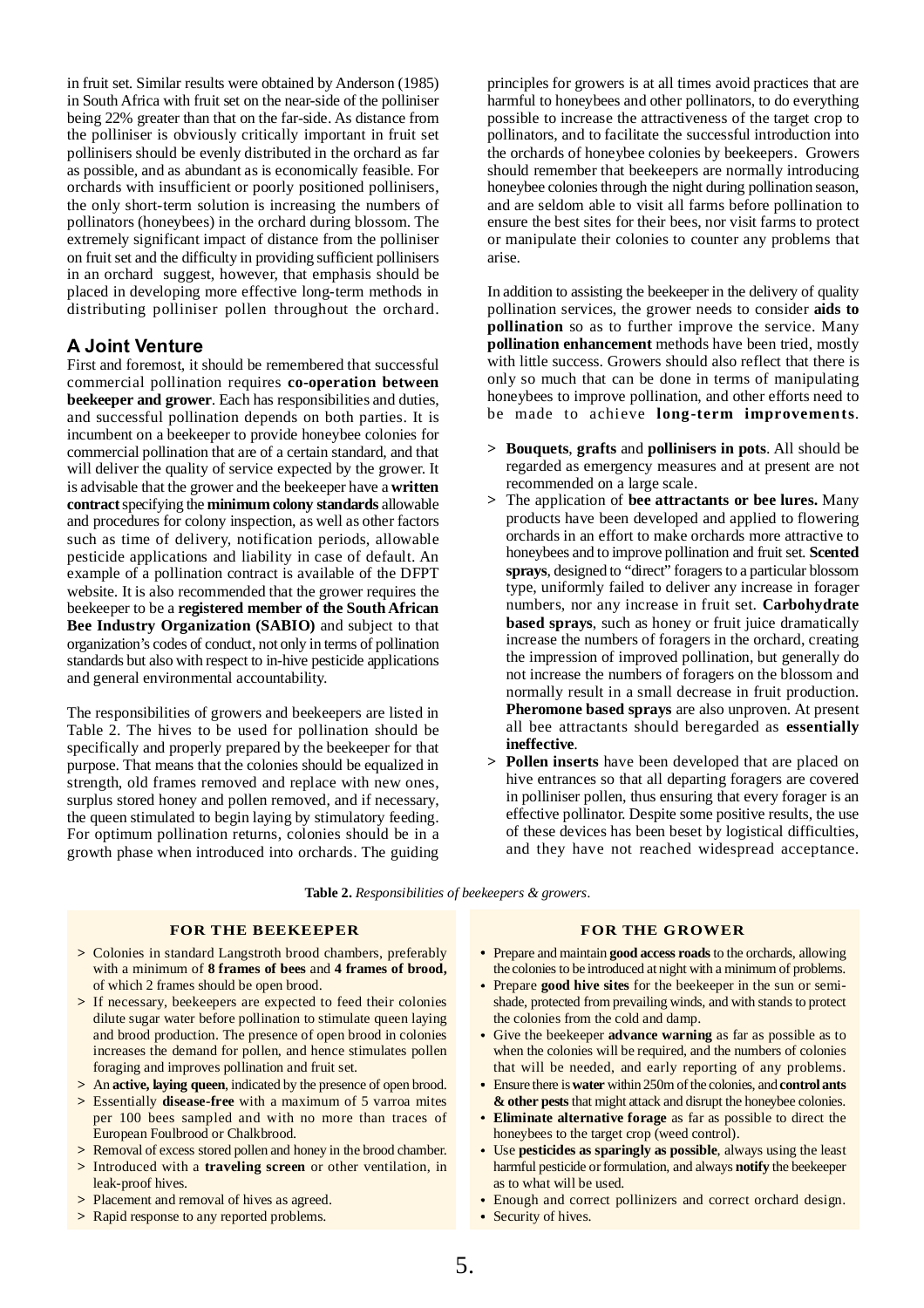in fruit set. Similar results were obtained by Anderson (1985) in South Africa with fruit set on the near-side of the polliniser being 22% greater than that on the far-side. As distance from the polliniser is obviously critically important in fruit set pollinisers should be evenly distributed in the orchard as far as possible, and as abundant as is economically feasible. For orchards with insufficient or poorly positioned pollinisers, the only short-term solution is increasing the numbers of pollinators (honeybees) in the orchard during blossom. The extremely significant impact of distance from the polliniser on fruit set and the difficulty in providing sufficient pollinisers in an orchard suggest, however, that emphasis should be placed in developing more effective long-term methods in distributing polliniser pollen throughout the orchard.

## A Joint Venture

First and foremost, it should be remembered that successful commercial pollination requires **co-operation between beekeeper and grower**. Each has responsibilities and duties, and successful pollination depends on both parties. It is incumbent on a beekeeper to provide honeybee colonies for commercial pollination that are of a certain standard, and that will deliver the quality of service expected by the grower. It is advisable that the grower and the beekeeper have a **written contract** specifying the **minimum colony standards** allowable and procedures for colony inspection, as well as other factors such as time of delivery, notification periods, allowable pesticide applications and liability in case of default. An example of a pollination contract is available of the DFPT website. It is also recommended that the grower requires the beekeeper to be a **registered member of the South African Bee Industry Organization (SABIO)** and subject to that organization's codes of conduct, not only in terms of pollination standards but also with respect to in-hive pesticide applications and general environmental accountability.

The responsibilities of growers and beekeepers are listed in Table 2. The hives to be used for pollination should be specifically and properly prepared by the beekeeper for that purpose. That means that the colonies should be equalized in strength, old frames removed and replace with new ones, surplus stored honey and pollen removed, and if necessary, the queen stimulated to begin laying by stimulatory feeding. For optimum pollination returns, colonies should be in a growth phase when introduced into orchards. The guiding principles for growers is at all times avoid practices that are harmful to honeybees and other pollinators, to do everything possible to increase the attractiveness of the target crop to pollinators, and to facilitate the successful introduction into the orchards of honeybee colonies by beekeepers. Growers should remember that beekeepers are normally introducing honeybee colonies through the night during pollination season, and are seldom able to visit all farms before pollination to ensure the best sites for their bees, nor visit farms to protect or manipulate their colonies to counter any problems that arise.

In addition to assisting the beekeeper in the delivery of quality pollination services, the grower needs to consider **aids to pollination** so as to further improve the service. Many **pollination enhancement** methods have been tried, mostly with little success. Growers should also reflect that there is only so much that can be done in terms of manipulating honeybees to improve pollination, and other efforts need to be made to achieve **long-term improvements**.

> **Bouquets**, **grafts** and **pollinisers in pots**. All should be regarded as emergency measures and at present are not recommended on a large scale.

> The application of **bee attractants or bee lures.** Many products have been developed and applied to flowering orchards in an effort to make orchards more attractive to honeybees and to improve pollination and fruit set. **Scented sprays**, designed to "direct" foragers to a particular blossom type, uniformly failed to deliver any increase in forager numbers, nor any increase in fruit set. **Carbohydrate based sprays**, such as honey or fruit juice dramatically increase the numbers of foragers in the orchard, creating the impression of improved pollination, but generally do not increase the numbers of foragers on the blossom and normally result in a small decrease in fruit production. **Pheromone based sprays** are also unproven. At present all bee attractants should beregarded as **essentially ineffective**.

> **Pollen inserts** have been developed that are placed on hive entrances so that all departing foragers are covered in polliniser pollen, thus ensuring that every forager is an effective pollinator. Despite some positive results, the use of these devices has been beset by logistical difficulties, and they have not reached widespread acceptance.

**Table 2.** *Responsibilities of beekeepers & growers*.

**FOR THE BEEKEEPER**

> Colonies in standard Langstroth brood chambers, preferably with a minimum of **8 frames of bees** and **4 frames of brood,** of which 2 frames should be open brood.

> If necessary, beekeepers are expected to feed their colonies dilute sugar water before pollination to stimulate queen laying and brood production. The presence of open brood in colonies increases the demand for pollen, and hence stimulates pollen foraging and improves pollination and fruit set.

> An **active, laying queen**, indicated by the presence of open brood.

> Essentially **disease-free** with a maximum of 5 varroa mites per 100 bees sampled and with no more than traces of European Foulbrood or Chalkbrood.

> Removal of excess stored pollen and honey in the brood chamber.

> Introduced with a **traveling screen** or other ventilation, in leak-proof hives.

> Placement and removal of hives as agreed.

> Rapid response to any reported problems.

**FOR THE GROWER**

- Prepare and maintain **good access roads** to the orchards, allowing the colonies to be introduced at night with a minimum of problems.
- Prepare **good hive sites** for the beekeeper in the sun or semi-shade, protected from prevailing winds, and with stands to protect the colonies from the cold and damp.
- Give the beekeeper **advance warning** as far as possible as to when the colonies will be required, and the numbers of colonies that will be needed, and early reporting of any problems.
- Ensure there is **water** within 250m of the colonies, and **control ants & other pests** that might attack and disrupt the honeybee colonies.
- **Eliminate alternative forage** as far as possible to direct the honeybees to the target crop (weed control).
- Use **pesticides as sparingly as possible**, always using the least harmful pesticide or formulation, and always **notify** the beekeeper as to what will be used.
- Enough and correct pollinizers and correct orchard design.
- Security of hives.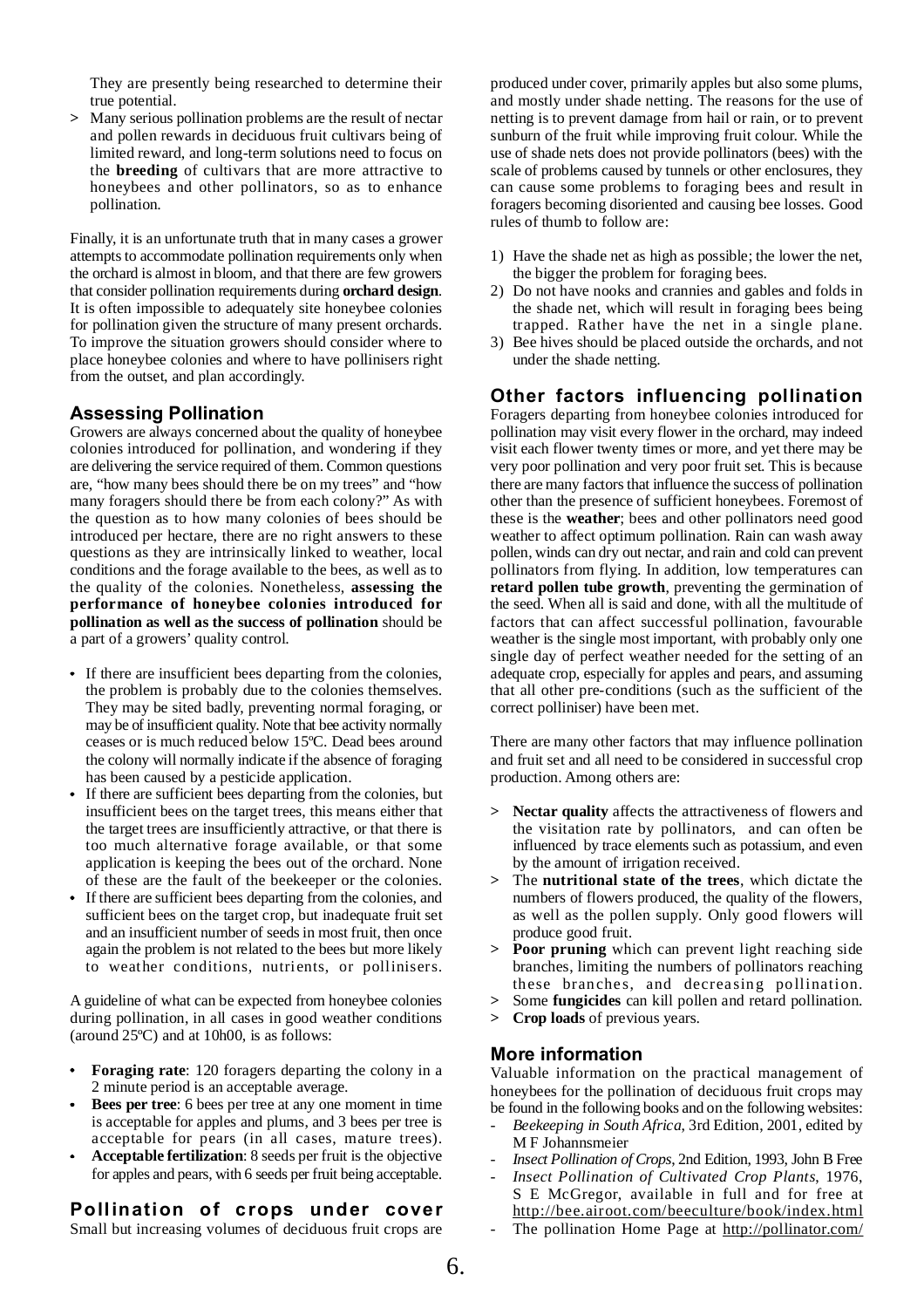They are presently being researched to determine their true potential.

> Many serious pollination problems are the result of nectar and pollen rewards in deciduous fruit cultivars being of limited reward, and long-term solutions need to focus on the **breeding** of cultivars that are more attractive to honeybees and other pollinators, so as to enhance pollination.

Finally, it is an unfortunate truth that in many cases a grower attempts to accommodate pollination requirements only when the orchard is almost in bloom, and that there are few growers that consider pollination requirements during **orchard design**. It is often impossible to adequately site honeybee colonies for pollination given the structure of many present orchards. To improve the situation growers should consider where to place honeybee colonies and where to have pollinisers right from the outset, and plan accordingly.

## Assessing Pollination

Growers are always concerned about the quality of honeybee colonies introduced for pollination, and wondering if they are delivering the service required of them. Common questions are, "how many bees should there be on my trees" and "how many foragers should there be from each colony?" As with the question as to how many colonies of bees should be introduced per hectare, there are no right answers to these questions as they are intrinsically linked to weather, local conditions and the forage available to the bees, as well as to the quality of the colonies. Nonetheless, **assessing the performance of honeybee colonies introduced for pollination as well as the success of pollination** should be a part of a growers' quality control.

- If there are insufficient bees departing from the colonies, the problem is probably due to the colonies themselves. They may be sited badly, preventing normal foraging, or may be of insufficient quality. Note that bee activity normally ceases or is much reduced below 15ºC. Dead bees around the colony will normally indicate if the absence of foraging has been caused by a pesticide application.
- If there are sufficient bees departing from the colonies, but insufficient bees on the target trees, this means either that the target trees are insufficiently attractive, or that there is too much alternative forage available, or that some application is keeping the bees out of the orchard. None of these are the fault of the beekeeper or the colonies.
- If there are sufficient bees departing from the colonies, and sufficient bees on the target crop, but inadequate fruit set and an insufficient number of seeds in most fruit, then once again the problem is not related to the bees but more likely to weather conditions, nutrients, or pollinisers.

A guideline of what can be expected from honeybee colonies during pollination, in all cases in good weather conditions (around 25ºC) and at 10h00, is as follows:

- **Foraging rate**: 120 foragers departing the colony in a 2 minute period is an acceptable average.
- **Bees per tree**: 6 bees per tree at any one moment in time is acceptable for apples and plums, and 3 bees per tree is acceptable for pears (in all cases, mature trees).
- **Acceptable fertilization**: 8 seeds per fruit is the objective for apples and pears, with 6 seeds per fruit being acceptable.

## Pollination of crops under cover

Small but increasing volumes of deciduous fruit crops are produced under cover, primarily apples but also some plums, and mostly under shade netting. The reasons for the use of netting is to prevent damage from hail or rain, or to prevent sunburn of the fruit while improving fruit colour. While the use of shade nets does not provide pollinators (bees) with the scale of problems caused by tunnels or other enclosures, they can cause some problems to foraging bees and result in foragers becoming disoriented and causing bee losses. Good rules of thumb to follow are:

1) Have the shade net as high as possible; the lower the net, the bigger the problem for foraging bees.
2) Do not have nooks and crannies and gables and folds in the shade net, which will result in foraging bees being trapped. Rather have the net in a single plane.
3) Bee hives should be placed outside the orchards, and not under the shade netting.

## Other factors influencing pollination

Foragers departing from honeybee colonies introduced for pollination may visit every flower in the orchard, may indeed visit each flower twenty times or more, and yet there may be very poor pollination and very poor fruit set. This is because there are many factors that influence the success of pollination other than the presence of sufficient honeybees. Foremost of these is the **weather**; bees and other pollinators need good weather to affect optimum pollination. Rain can wash away pollen, winds can dry out nectar, and rain and cold can prevent pollinators from flying. In addition, low temperatures can **retard pollen tube growth**, preventing the germination of the seed. When all is said and done, with all the multitude of factors that can affect successful pollination, favourable weather is the single most important, with probably only one single day of perfect weather needed for the setting of an adequate crop, especially for apples and pears, and assuming that all other pre-conditions (such as the sufficient of the correct polliniser) have been met.

There are many other factors that may influence pollination and fruit set and all need to be considered in successful crop production. Among others are:

> **Nectar quality** affects the attractiveness of flowers and the visitation rate by pollinators, and can often be influenced by trace elements such as potassium, and even by the amount of irrigation received.
> The **nutritional state of the trees**, which dictate the numbers of flowers produced, the quality of the flowers, as well as the pollen supply. Only good flowers will produce good fruit.
> **Poor pruning** which can prevent light reaching side branches, limiting the numbers of pollinators reaching these branches, and decreasing pollination.
> Some **fungicides** can kill pollen and retard pollination.
> **Crop loads** of previous years.

## More information

Valuable information on the practical management of honeybees for the pollination of deciduous fruit crops may be found in the following books and on the following websites:

- *Beekeeping in South Africa*, 3rd Edition, 2001, edited by M F Johannsmeier
- *Insect Pollination of Crops*, 2nd Edition, 1993, John B Free
- *Insect Pollination of Cultivated Crop Plants*, 1976, S E McGregor, available in full and for free at http://bee.airoot.com/beeculture/book/index.html
- The pollination Home Page at http://pollinator.com/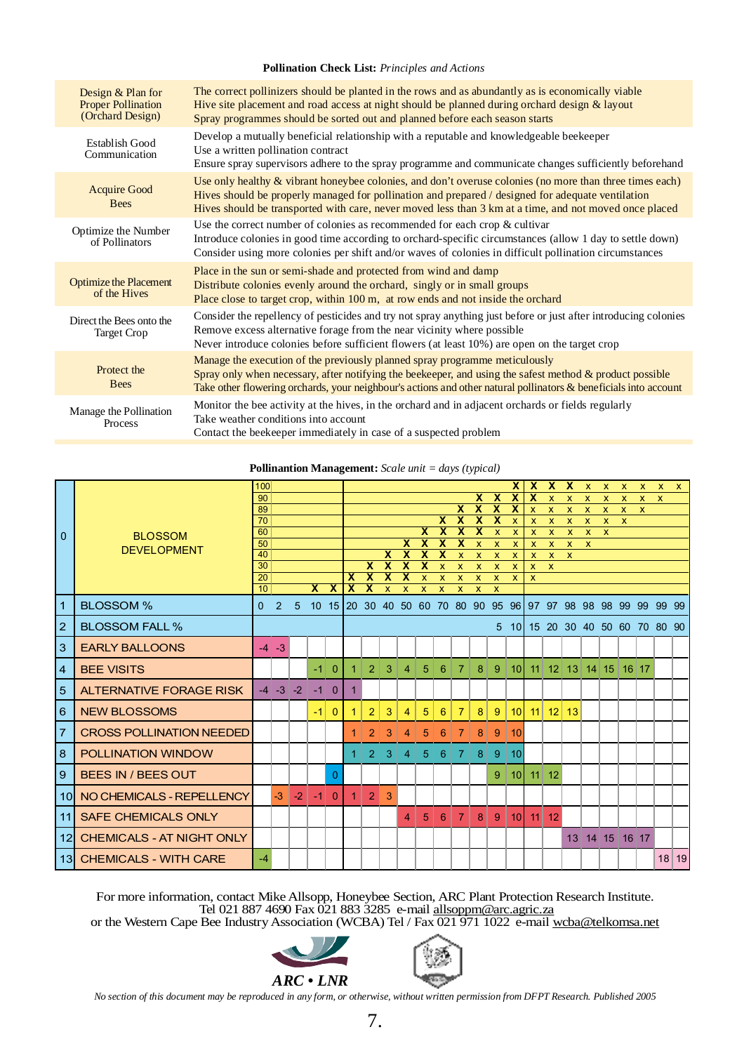**Pollination Check List:** *Principles and Actions*

| | |
|---|---|
| Design & Plan for Proper Pollination (Orchard Design) | The correct pollinizers should be planted in the rows and as abundantly as is economically viable<br>Hive site placement and road access at night should be planned during orchard design & layout<br>Spray programmes should be sorted out and planned before each season starts |
| Establish Good Communication | Develop a mutually beneficial relationship with a reputable and knowledgeable beekeeper<br>Use a written pollination contract<br>Ensure spray supervisors adhere to the spray programme and communicate changes sufficiently beforehand |
| Acquire Good Bees | Use only healthy & vibrant honeybee colonies, and don't overuse colonies (no more than three times each)<br>Hives should be properly managed for pollination and prepared / designed for adequate ventilation<br>Hives should be transported with care, never moved less than 3 km at a time, and not moved once placed |
| Optimize the Number of Pollinators | Use the correct number of colonies as recommended for each crop & cultivar<br>Introduce colonies in good time according to orchard-specific circumstances (allow 1 day to settle down)<br>Consider using more colonies per shift and/or waves of colonies in difficult pollination circumstances |
| Optimize the Placement of the Hives | Place in the sun or semi-shade and protected from wind and damp<br>Distribute colonies evenly around the orchard, singly or in small groups<br>Place close to target crop, within 100 m, at row ends and not inside the orchard |
| Direct the Bees onto the Target Crop | Consider the repellency of pesticides and try not spray anything just before or just after introducing colonies<br>Remove excess alternative forage from the near vicinity where possible<br>Never introduce colonies before sufficient flowers (at least 10%) are open on the target crop |
| Protect the Bees | Manage the execution of the previously planned spray programme meticulously<br>Spray only when necessary, after notifying the beekeeper, and using the safest method & product possible<br>Take other flowering orchards, your neighbour's actions and other natural pollinators & beneficials into account |
| Manage the Pollination Process | Monitor the bee activity at the hives, in the orchard and in adjacent orchards or fields regularly<br>Take weather conditions into account<br>Contact the beekeeper immediately in case of a suspected problem |

**Pollinantion Management:** *Scale unit = days (typical)*

| | | | | | | | | | | | | | | | | | | | | | | | | | |
|---|---|---|---|---|---|---|---|---|---|---|---|---|---|---|---|---|---|---|---|---|---|---|---|---|---|
| 0 | BLOSSOM DEVELOPMENT 100 | | | | | | | | | | | | | | X | X | X | X | x | x | x | x | x | x | x |
| | 90 | | | | | | | | | | | | | X | X | X | X | x | x | x | x | x | x | x | |
| | 89 | | | | | | | | | | | | X | X | X | X | x | x | x | x | x | x | x | | |
| | 70 | | | | | | | | | | | X | X | X | X | x | x | x | x | x | x | x | | | |
| | 60 | | | | | | | | | | X | X | X | X | x | x | x | x | x | x | x | | | | |
| | 50 | | | | | | | | | X | X | X | X | x | x | x | x | x | x | x | | | | | |
| | 40 | | | | | | | | X | X | X | X | x | x | x | x | x | x | x | | | | | | |
| | 30 | | | | | | | X | X | X | X | x | x | x | x | x | x | x | | | | | | | |
| | 20 | | | | | | X | X | X | X | x | x | x | x | x | x | x | | | | | | | | |
| | 10 | | | | X | X | X | X | x | x | x | x | x | x | x | | | | | | | | | | |
| 1 | BLOSSOM % | 0 | 2 | 5 | 10 | 15 | 20 | 30 | 40 | 50 | 60 | 70 | 80 | 90 | 95 | 96 | 97 | 97 | 98 | 98 | 98 | 99 | 99 | 99 | 99 |
| 2 | BLOSSOM FALL % | | | | | | | | | | | | | | 5 | 10 | 15 | 20 | 30 | 40 | 50 | 60 | 70 | 80 | 90 |
| 3 | EARLY BALLOONS | -4 | -3 | | | | | | | | | | | | | | | | | | | | | | |
| 4 | BEE VISITS | | | | -1 | 0 | 1 | 2 | 3 | 4 | 5 | 6 | 7 | 8 | 9 | 10 | 11 | 12 | 13 | 14 | 15 | 16 | 17 | | |
| 5 | ALTERNATIVE FORAGE RISK | -4 | -3 | -2 | -1 | 0 | 1 | | | | | | | | | | | | | | | | | | |
| 6 | NEW BLOSSOMS | | | | -1 | 0 | 1 | 2 | 3 | 4 | 5 | 6 | 7 | 8 | 9 | 10 | 11 | 12 | 13 | | | | | | |
| 7 | CROSS POLLINATION NEEDED | | | | | | 1 | 2 | 3 | 4 | 5 | 6 | 7 | 8 | 9 | 10 | | | | | | | | | |
| 8 | POLLINATION WINDOW | | | | | | 1 | 2 | 3 | 4 | 5 | 6 | 7 | 8 | 9 | 10 | | | | | | | | | |
| 9 | BEES IN / BEES OUT | | | | | 0 | | | | | | | | | 9 | 10 | 11 | 12 | | | | | | | |
| 10 | NO CHEMICALS - REPELLENCY | | -3 | -2 | -1 | 0 | 1 | 2 | 3 | | | | | | | | | | | | | | | | |
| 11 | SAFE CHEMICALS ONLY | | | | | | | | | 4 | 5 | 6 | 7 | 8 | 9 | 10 | 11 | 12 | | | | | | | |
| 12 | CHEMICALS - AT NIGHT ONLY | | | | | | | | | | | | | | | | | | 13 | 14 | 15 | 16 | 17 | | |
| 13 | CHEMICALS - WITH CARE | -4 | | | | | | | | | | | | | | | | | | | | | | 18 | 19 |

For more information, contact Mike Allsopp, Honeybee Section, ARC Plant Protection Research Institute.
Tel 021 887 4690 Fax 021 883 3285 e-mail allsoppm@arc.agric.za
or the Western Cape Bee Industry Association (WCBA) Tel / Fax 021 971 1022 e-mail wcba@telkomsa.net

ARC • LNR

*No section of this document may be reproduced in any form, or otherwise, without written permission from DFPT Research. Published 2005*